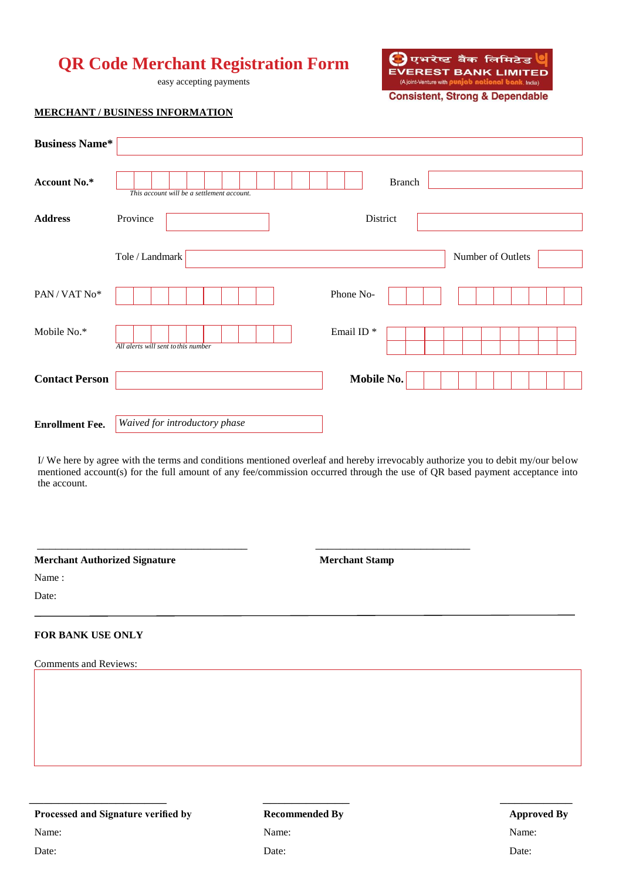# QR Code Merchant Registration Form

easy accepting payments

एभरेष्ट बैंक लिमिटेड
EVEREST BANK LIMITED
(A Joint-Venture with punjab national bank, India)
Consistent, Strong & Dependable

## MERCHANT / BUSINESS INFORMATION

**Business Name***

**Account No.*** Branch

*This account will be a settlement account.*

**Address** Province District

Tole / Landmark Number of Outlets

PAN / VAT No* Phone No-

Mobile No.* Email ID *

*All alerts will sent to this number*

**Contact Person** **Mobile No.**

**Enrollment Fee.** *Waived for introductory phase*

I/ We here by agree with the terms and conditions mentioned overleaf and hereby irrevocably authorize you to debit my/our below mentioned account(s) for the full amount of any fee/commission occurred through the use of QR based payment acceptance into the account.

**Merchant Authorized Signature**

Name :

Date:

**Merchant Stamp**

---

**FOR BANK USE ONLY**

Comments and Reviews:

**Processed and Signature verified by**

Name:

Date:

**Recommended By**

Name:

Date:

**Approved By**

Name:

Date: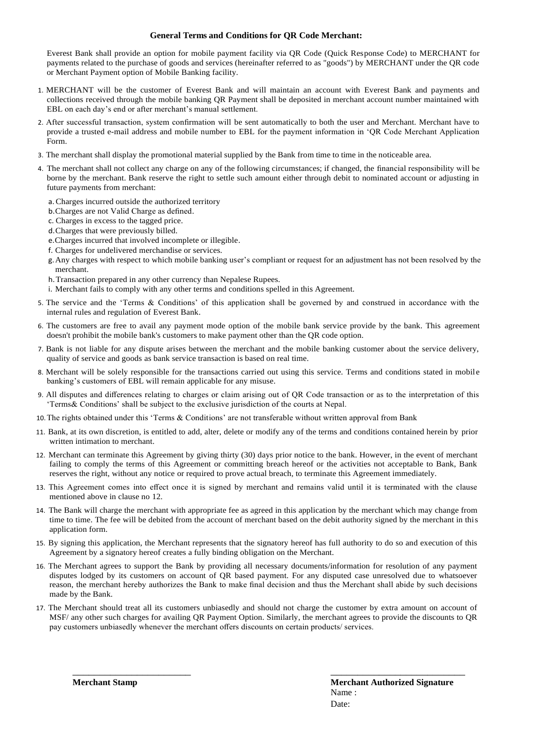**General Terms and Conditions for QR Code Merchant:**

Everest Bank shall provide an option for mobile payment facility via QR Code (Quick Response Code) to MERCHANT for payments related to the purchase of goods and services (hereinafter referred to as "goods") by MERCHANT under the QR code or Merchant Payment option of Mobile Banking facility.

1. MERCHANT will be the customer of Everest Bank and will maintain an account with Everest Bank and payments and collections received through the mobile banking QR Payment shall be deposited in merchant account number maintained with EBL on each day's end or after merchant's manual settlement.
2. After successful transaction, system confirmation will be sent automatically to both the user and Merchant. Merchant have to provide a trusted e-mail address and mobile number to EBL for the payment information in 'QR Code Merchant Application Form.
3. The merchant shall display the promotional material supplied by the Bank from time to time in the noticeable area.
4. The merchant shall not collect any charge on any of the following circumstances; if changed, the financial responsibility will be borne by the merchant. Bank reserve the right to settle such amount either through debit to nominated account or adjusting in future payments from merchant:
   a. Charges incurred outside the authorized territory
   b. Charges are not Valid Charge as defined.
   c. Charges in excess to the tagged price.
   d. Charges that were previously billed.
   e. Charges incurred that involved incomplete or illegible.
   f. Charges for undelivered merchandise or services.
   g. Any charges with respect to which mobile banking user's compliant or request for an adjustment has not been resolved by the merchant.
   h. Transaction prepared in any other currency than Nepalese Rupees.
   i. Merchant fails to comply with any other terms and conditions spelled in this Agreement.
5. The service and the 'Terms & Conditions' of this application shall be governed by and construed in accordance with the internal rules and regulation of Everest Bank.
6. The customers are free to avail any payment mode option of the mobile bank service provide by the bank. This agreement doesn't prohibit the mobile bank's customers to make payment other than the QR code option.
7. Bank is not liable for any dispute arises between the merchant and the mobile banking customer about the service delivery, quality of service and goods as bank service transaction is based on real time.
8. Merchant will be solely responsible for the transactions carried out using this service. Terms and conditions stated in mobile banking's customers of EBL will remain applicable for any misuse.
9. All disputes and differences relating to charges or claim arising out of QR Code transaction or as to the interpretation of this 'Terms& Conditions' shall be subject to the exclusive jurisdiction of the courts at Nepal.
10. The rights obtained under this 'Terms & Conditions' are not transferable without written approval from Bank
11. Bank, at its own discretion, is entitled to add, alter, delete or modify any of the terms and conditions contained herein by prior written intimation to merchant.
12. Merchant can terminate this Agreement by giving thirty (30) days prior notice to the bank. However, in the event of merchant failing to comply the terms of this Agreement or committing breach hereof or the activities not acceptable to Bank, Bank reserves the right, without any notice or required to prove actual breach, to terminate this Agreement immediately.
13. This Agreement comes into effect once it is signed by merchant and remains valid until it is terminated with the clause mentioned above in clause no 12.
14. The Bank will charge the merchant with appropriate fee as agreed in this application by the merchant which may change from time to time. The fee will be debited from the account of merchant based on the debit authority signed by the merchant in this application form.
15. By signing this application, the Merchant represents that the signatory hereof has full authority to do so and execution of this Agreement by a signatory hereof creates a fully binding obligation on the Merchant.
16. The Merchant agrees to support the Bank by providing all necessary documents/information for resolution of any payment disputes lodged by its customers on account of QR based payment. For any disputed case unresolved due to whatsoever reason, the merchant hereby authorizes the Bank to make final decision and thus the Merchant shall abide by such decisions made by the Bank.
17. The Merchant should treat all its customers unbiasedly and should not charge the customer by extra amount on account of MSF/ any other such charges for availing QR Payment Option. Similarly, the merchant agrees to provide the discounts to QR pay customers unbiasedly whenever the merchant offers discounts on certain products/ services.

\_\_\_\_\_\_\_\_\_\_\_\_\_\_\_\_\_\_\_\_\_\_\_\_\_\_

**Merchant Stamp**

\_\_\_\_\_\_\_\_\_\_\_\_\_\_\_\_\_\_\_\_\_\_\_\_\_\_\_\_\_\_

**Merchant Authorized Signature**

Name :

Date: